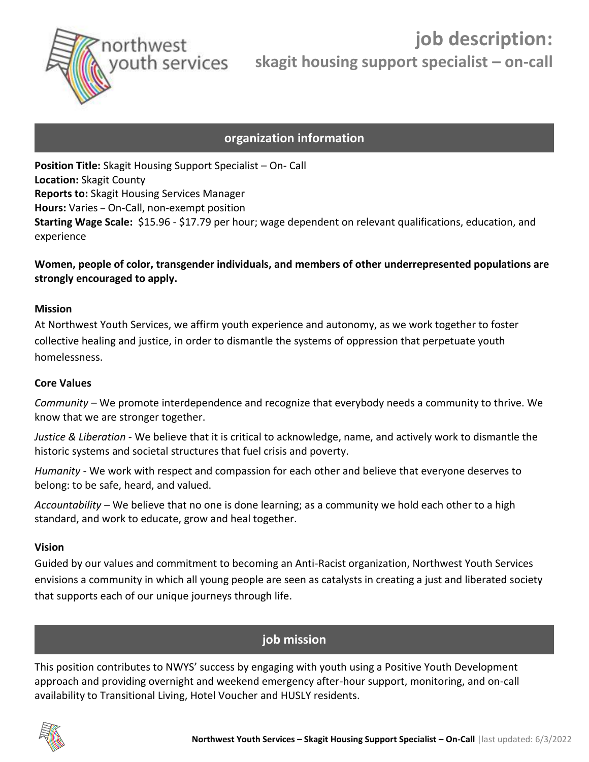# job description:

## skagit housing support specialist – on-call

## organization information

**Position Title:** Skagit Housing Support Specialist – On- Call
**Location:** Skagit County
**Reports to:** Skagit Housing Services Manager
**Hours:** Varies – On-Call, non-exempt position
**Starting Wage Scale:** $15.96 - $17.79 per hour; wage dependent on relevant qualifications, education, and experience

**Women, people of color, transgender individuals, and members of other underrepresented populations are strongly encouraged to apply.**

### Mission

At Northwest Youth Services, we affirm youth experience and autonomy, as we work together to foster collective healing and justice, in order to dismantle the systems of oppression that perpetuate youth homelessness.

### Core Values

*Community* – We promote interdependence and recognize that everybody needs a community to thrive. We know that we are stronger together.

*Justice & Liberation* - We believe that it is critical to acknowledge, name, and actively work to dismantle the historic systems and societal structures that fuel crisis and poverty.

*Humanity* - We work with respect and compassion for each other and believe that everyone deserves to belong: to be safe, heard, and valued.

*Accountability* – We believe that no one is done learning; as a community we hold each other to a high standard, and work to educate, grow and heal together.

### Vision

Guided by our values and commitment to becoming an Anti-Racist organization, Northwest Youth Services envisions a community in which all young people are seen as catalysts in creating a just and liberated society that supports each of our unique journeys through life.

## job mission

This position contributes to NWYS' success by engaging with youth using a Positive Youth Development approach and providing overnight and weekend emergency after-hour support, monitoring, and on-call availability to Transitional Living, Hotel Voucher and HUSLY residents.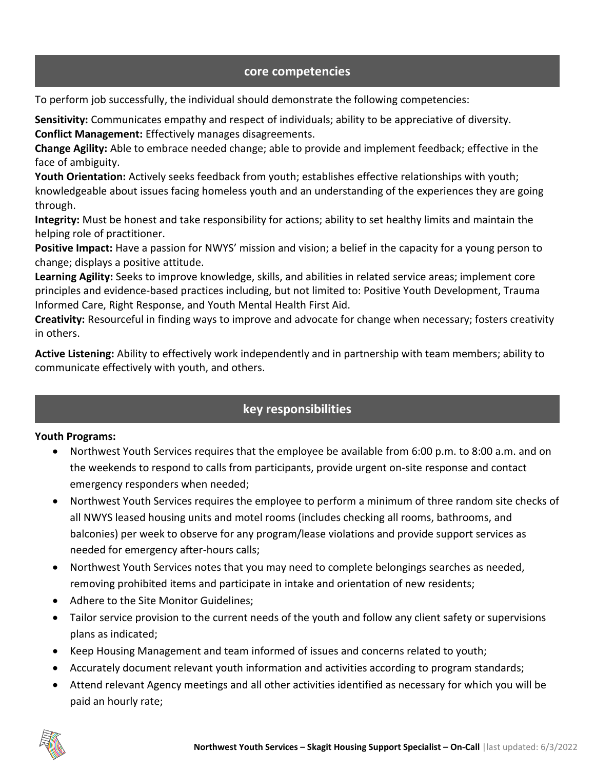## core competencies

To perform job successfully, the individual should demonstrate the following competencies:

**Sensitivity:** Communicates empathy and respect of individuals; ability to be appreciative of diversity.
**Conflict Management:** Effectively manages disagreements.
**Change Agility:** Able to embrace needed change; able to provide and implement feedback; effective in the face of ambiguity.
**Youth Orientation:** Actively seeks feedback from youth; establishes effective relationships with youth; knowledgeable about issues facing homeless youth and an understanding of the experiences they are going through.
**Integrity:** Must be honest and take responsibility for actions; ability to set healthy limits and maintain the helping role of practitioner.
**Positive Impact:** Have a passion for NWYS' mission and vision; a belief in the capacity for a young person to change; displays a positive attitude.
**Learning Agility:** Seeks to improve knowledge, skills, and abilities in related service areas; implement core principles and evidence-based practices including, but not limited to: Positive Youth Development, Trauma Informed Care, Right Response, and Youth Mental Health First Aid.
**Creativity:** Resourceful in finding ways to improve and advocate for change when necessary; fosters creativity in others.

**Active Listening:** Ability to effectively work independently and in partnership with team members; ability to communicate effectively with youth, and others.

## key responsibilities

**Youth Programs:**

- Northwest Youth Services requires that the employee be available from 6:00 p.m. to 8:00 a.m. and on the weekends to respond to calls from participants, provide urgent on-site response and contact emergency responders when needed;
- Northwest Youth Services requires the employee to perform a minimum of three random site checks of all NWYS leased housing units and motel rooms (includes checking all rooms, bathrooms, and balconies) per week to observe for any program/lease violations and provide support services as needed for emergency after-hours calls;
- Northwest Youth Services notes that you may need to complete belongings searches as needed, removing prohibited items and participate in intake and orientation of new residents;
- Adhere to the Site Monitor Guidelines;
- Tailor service provision to the current needs of the youth and follow any client safety or supervisions plans as indicated;
- Keep Housing Management and team informed of issues and concerns related to youth;
- Accurately document relevant youth information and activities according to program standards;
- Attend relevant Agency meetings and all other activities identified as necessary for which you will be paid an hourly rate;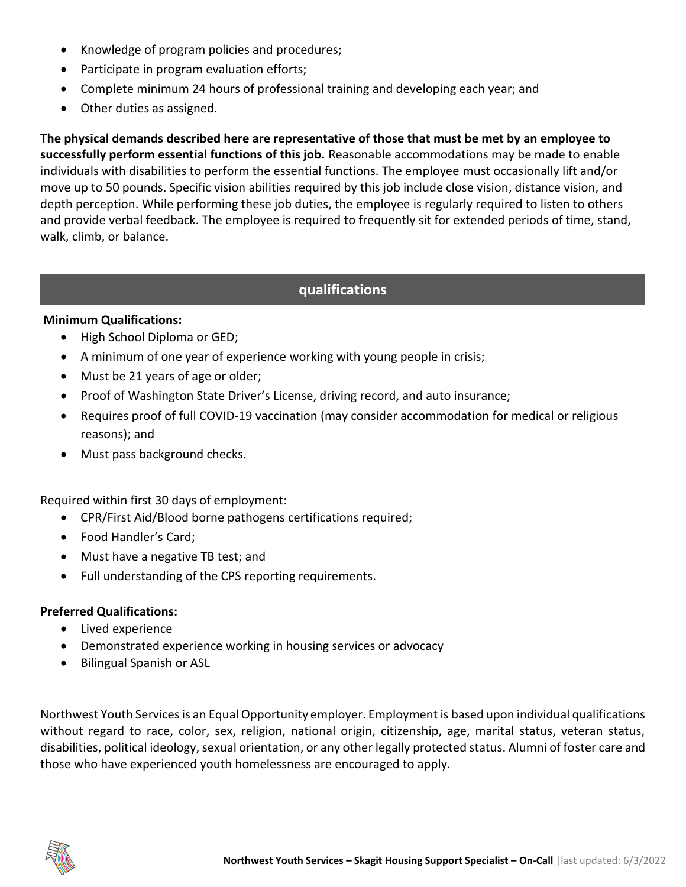- Knowledge of program policies and procedures;
- Participate in program evaluation efforts;
- Complete minimum 24 hours of professional training and developing each year; and
- Other duties as assigned.

**The physical demands described here are representative of those that must be met by an employee to successfully perform essential functions of this job.** Reasonable accommodations may be made to enable individuals with disabilities to perform the essential functions. The employee must occasionally lift and/or move up to 50 pounds. Specific vision abilities required by this job include close vision, distance vision, and depth perception. While performing these job duties, the employee is regularly required to listen to others and provide verbal feedback. The employee is required to frequently sit for extended periods of time, stand, walk, climb, or balance.

## qualifications

**Minimum Qualifications:**

- High School Diploma or GED;
- A minimum of one year of experience working with young people in crisis;
- Must be 21 years of age or older;
- Proof of Washington State Driver's License, driving record, and auto insurance;
- Requires proof of full COVID-19 vaccination (may consider accommodation for medical or religious reasons); and
- Must pass background checks.

Required within first 30 days of employment:

- CPR/First Aid/Blood borne pathogens certifications required;
- Food Handler's Card;
- Must have a negative TB test; and
- Full understanding of the CPS reporting requirements.

**Preferred Qualifications:**

- Lived experience
- Demonstrated experience working in housing services or advocacy
- Bilingual Spanish or ASL

Northwest Youth Services is an Equal Opportunity employer. Employment is based upon individual qualifications without regard to race, color, sex, religion, national origin, citizenship, age, marital status, veteran status, disabilities, political ideology, sexual orientation, or any other legally protected status. Alumni of foster care and those who have experienced youth homelessness are encouraged to apply.